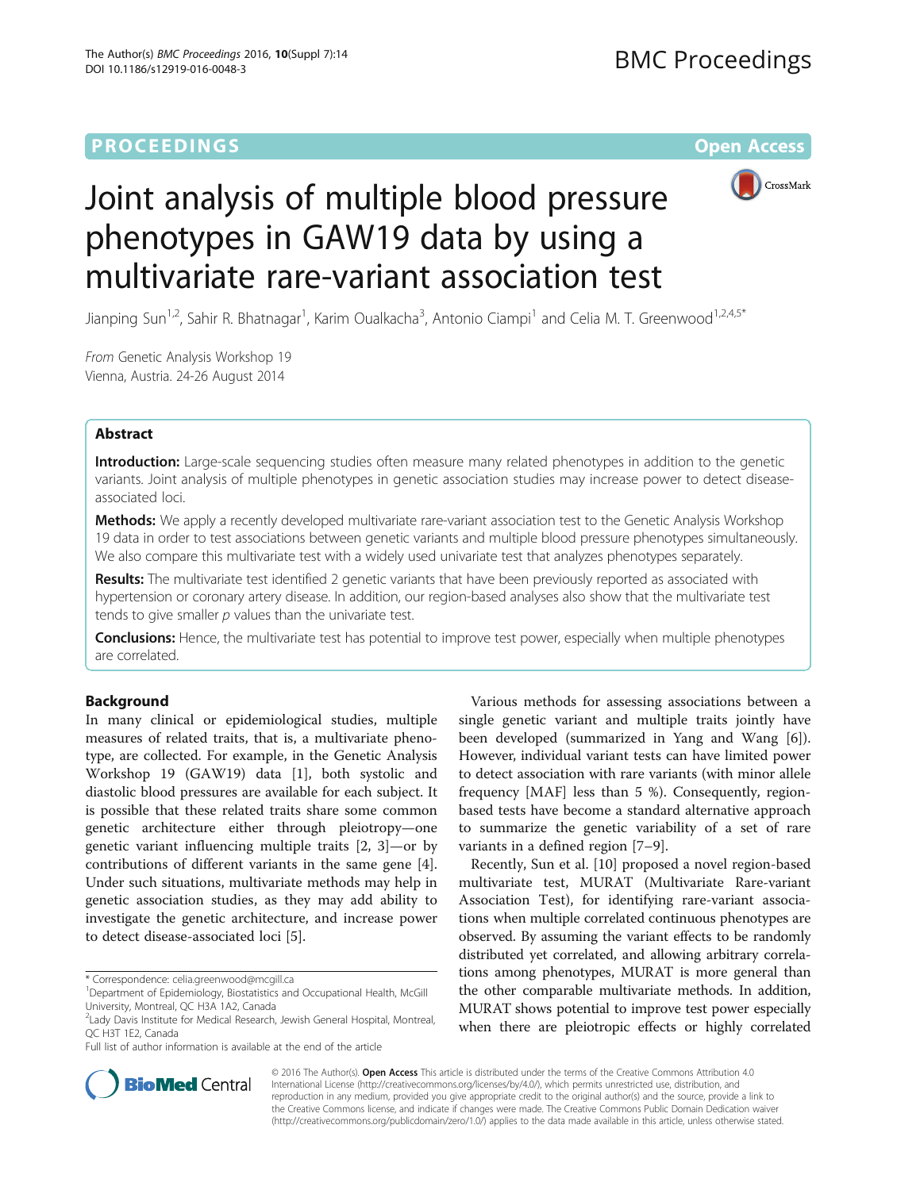PROCEEDINGS

Open Access

# Joint analysis of multiple blood pressure phenotypes in GAW19 data by using a multivariate rare-variant association test

Jianping Sun[1,2], Sahir R. Bhatnagar[1], Karim Oualkacha[3], Antonio Ciampi[1] and Celia M. T. Greenwood[1,2,4,5*]

*From* Genetic Analysis Workshop 19
Vienna, Austria. 24-26 August 2014

## Abstract

**Introduction:** Large-scale sequencing studies often measure many related phenotypes in addition to the genetic variants. Joint analysis of multiple phenotypes in genetic association studies may increase power to detect disease-associated loci.

**Methods:** We apply a recently developed multivariate rare-variant association test to the Genetic Analysis Workshop 19 data in order to test associations between genetic variants and multiple blood pressure phenotypes simultaneously. We also compare this multivariate test with a widely used univariate test that analyzes phenotypes separately.

**Results:** The multivariate test identified 2 genetic variants that have been previously reported as associated with hypertension or coronary artery disease. In addition, our region-based analyses also show that the multivariate test tends to give smaller *p* values than the univariate test.

**Conclusions:** Hence, the multivariate test has potential to improve test power, especially when multiple phenotypes are correlated.

## Background

In many clinical or epidemiological studies, multiple measures of related traits, that is, a multivariate phenotype, are collected. For example, in the Genetic Analysis Workshop 19 (GAW19) data [1], both systolic and diastolic blood pressures are available for each subject. It is possible that these related traits share some common genetic architecture either through pleiotropy—one genetic variant influencing multiple traits [2, 3]—or by contributions of different variants in the same gene [4]. Under such situations, multivariate methods may help in genetic association studies, as they may add ability to investigate the genetic architecture, and increase power to detect disease-associated loci [5].

Various methods for assessing associations between a single genetic variant and multiple traits jointly have been developed (summarized in Yang and Wang [6]). However, individual variant tests can have limited power to detect association with rare variants (with minor allele frequency [MAF] less than 5 %). Consequently, region-based tests have become a standard alternative approach to summarize the genetic variability of a set of rare variants in a defined region [7–9].

Recently, Sun et al. [10] proposed a novel region-based multivariate test, MURAT (Multivariate Rare-variant Association Test), for identifying rare-variant associations when multiple correlated continuous phenotypes are observed. By assuming the variant effects to be randomly distributed yet correlated, and allowing arbitrary correlations among phenotypes, MURAT is more general than the other comparable multivariate methods. In addition, MURAT shows potential to improve test power especially when there are pleiotropic effects or highly correlated

\* Correspondence: celia.greenwood@mcgill.ca
[1]Department of Epidemiology, Biostatistics and Occupational Health, McGill University, Montreal, QC H3A 1A2, Canada
[2]Lady Davis Institute for Medical Research, Jewish General Hospital, Montreal, QC H3T 1E2, Canada
Full list of author information is available at the end of the article

© 2016 The Author(s). **Open Access** This article is distributed under the terms of the Creative Commons Attribution 4.0 International License (http://creativecommons.org/licenses/by/4.0/), which permits unrestricted use, distribution, and reproduction in any medium, provided you give appropriate credit to the original author(s) and the source, provide a link to the Creative Commons license, and indicate if changes were made. The Creative Commons Public Domain Dedication waiver (http://creativecommons.org/publicdomain/zero/1.0/) applies to the data made available in this article, unless otherwise stated.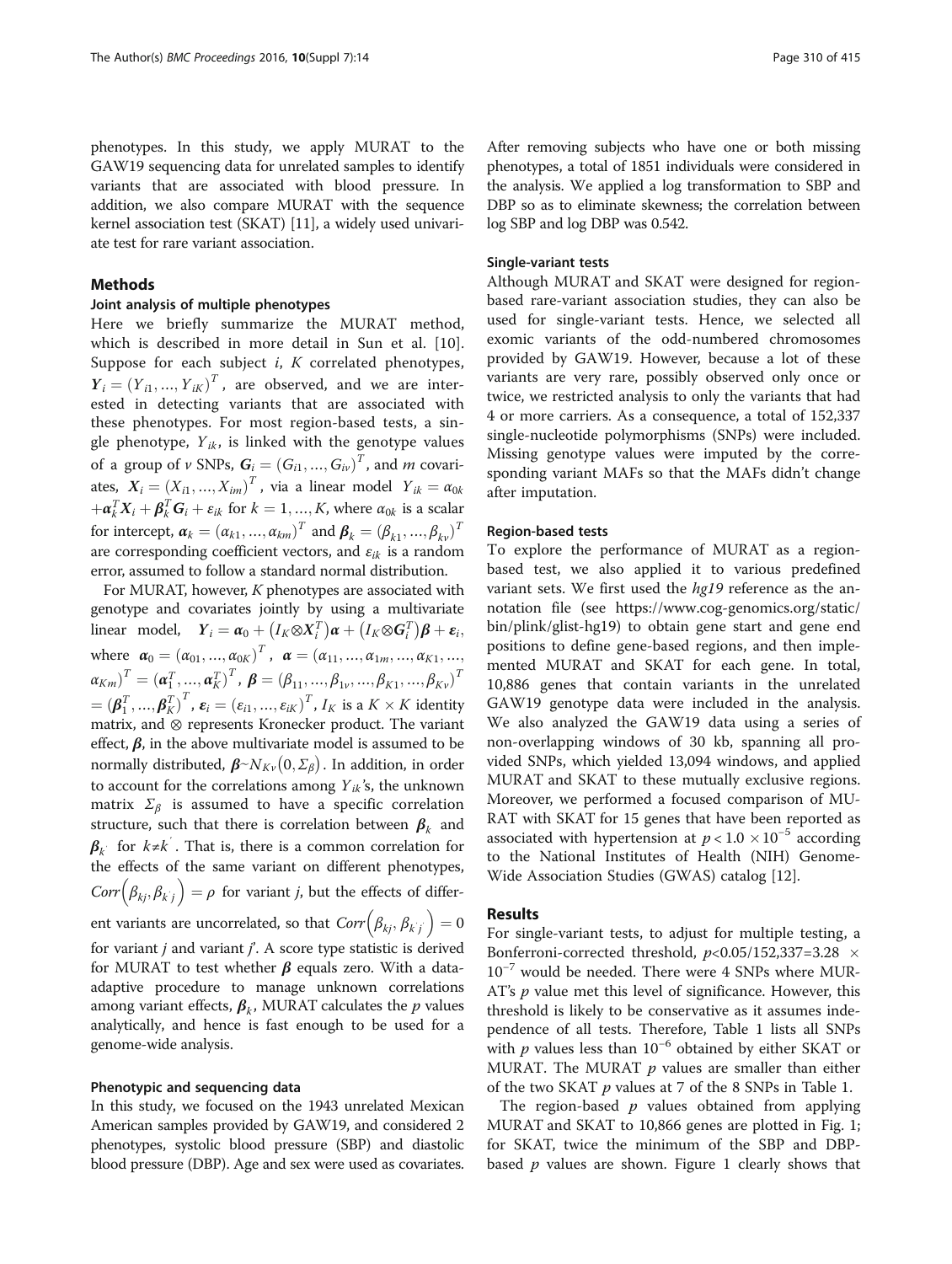phenotypes. In this study, we apply MURAT to the GAW19 sequencing data for unrelated samples to identify variants that are associated with blood pressure. In addition, we also compare MURAT with the sequence kernel association test (SKAT) [11], a widely used univariate test for rare variant association.

## Methods

### Joint analysis of multiple phenotypes

Here we briefly summarize the MURAT method, which is described in more detail in Sun et al. [10]. Suppose for each subject $i$, $K$ correlated phenotypes, $\boldsymbol{Y}_i = (Y_{i1}, \ldots, Y_{iK})^T$, are observed, and we are interested in detecting variants that are associated with these phenotypes. For most region-based tests, a single phenotype, $Y_{ik}$, is linked with the genotype values of a group of $\nu$ SNPs, $\boldsymbol{G}_i = (G_{i1}, \ldots, G_{i\nu})^T$, and $m$ covariates, $\boldsymbol{X}_i = (X_{i1}, \ldots, X_{im})^T$, via a linear model $Y_{ik} = \alpha_{0k} + \boldsymbol{\alpha}_k^T \boldsymbol{X}_i + \boldsymbol{\beta}_k^T \boldsymbol{G}_i + \varepsilon_{ik}$ for $k = 1, \ldots, K$, where $\alpha_{0k}$ is a scalar for intercept, $\boldsymbol{\alpha}_k = (\alpha_{k1}, \ldots, \alpha_{km})^T$ and $\boldsymbol{\beta}_k = (\beta_{k1}, \ldots, \beta_{k\nu})^T$ are corresponding coefficient vectors, and $\varepsilon_{ik}$ is a random error, assumed to follow a standard normal distribution.

For MURAT, however, $K$ phenotypes are associated with genotype and covariates jointly by using a multivariate linear model, $\boldsymbol{Y}_i = \boldsymbol{\alpha}_0 + \left(I_K \otimes \boldsymbol{X}_i^T\right)\boldsymbol{\alpha} + \left(I_K \otimes \boldsymbol{G}_i^T\right)\boldsymbol{\beta} + \boldsymbol{\varepsilon}_i$, where $\boldsymbol{\alpha}_0 = (\alpha_{01}, \ldots, \alpha_{0K})^T$, $\boldsymbol{\alpha} = (\alpha_{11}, \ldots, \alpha_{1m}, \ldots, \alpha_{K1}, \ldots, \alpha_{Km})^T = (\boldsymbol{\alpha}_1^T, \ldots, \boldsymbol{\alpha}_K^T)^T$, $\boldsymbol{\beta} = (\beta_{11}, \ldots, \beta_{1\nu}, \ldots, \beta_{K1}, \ldots, \beta_{K\nu})^T = (\boldsymbol{\beta}_1^T, \ldots, \boldsymbol{\beta}_K^T)^T$, $\boldsymbol{\varepsilon}_i = (\varepsilon_{i1}, \ldots, \varepsilon_{iK})^T$, $I_K$ is a $K \times K$ identity matrix, and $\otimes$ represents Kronecker product. The variant effect, $\boldsymbol{\beta}$, in the above multivariate model is assumed to be normally distributed, $\boldsymbol{\beta} \sim N_{K\nu}(0, \Sigma_\beta)$. In addition, in order to account for the correlations among $Y_{ik}$'s, the unknown matrix $\Sigma_\beta$ is assumed to have a specific correlation structure, such that there is correlation between $\boldsymbol{\beta}_k$ and $\boldsymbol{\beta}_{k'}$ for $k \neq k'$. That is, there is a common correlation for the effects of the same variant on different phenotypes, $Corr\left(\beta_{kj}, \beta_{k'j}\right) = \rho$ for variant $j$, but the effects of different variants are uncorrelated, so that $Corr\left(\beta_{kj}, \beta_{k'j'}\right) = 0$ for variant $j$ and variant $j'$. A score type statistic is derived for MURAT to test whether $\boldsymbol{\beta}$ equals zero. With a data-adaptive procedure to manage unknown correlations among variant effects, $\boldsymbol{\beta}_k$, MURAT calculates the $p$ values analytically, and hence is fast enough to be used for a genome-wide analysis.

### Phenotypic and sequencing data

In this study, we focused on the 1943 unrelated Mexican American samples provided by GAW19, and considered 2 phenotypes, systolic blood pressure (SBP) and diastolic blood pressure (DBP). Age and sex were used as covariates. After removing subjects who have one or both missing phenotypes, a total of 1851 individuals were considered in the analysis. We applied a log transformation to SBP and DBP so as to eliminate skewness; the correlation between log SBP and log DBP was 0.542.

### Single-variant tests

Although MURAT and SKAT were designed for region-based rare-variant association studies, they can also be used for single-variant tests. Hence, we selected all exomic variants of the odd-numbered chromosomes provided by GAW19. However, because a lot of these variants are very rare, possibly observed only once or twice, we restricted analysis to only the variants that had 4 or more carriers. As a consequence, a total of 152,337 single-nucleotide polymorphisms (SNPs) were included. Missing genotype values were imputed by the corresponding variant MAFs so that the MAFs didn't change after imputation.

### Region-based tests

To explore the performance of MURAT as a region-based test, we also applied it to various predefined variant sets. We first used the *hg19* reference as the annotation file (see https://www.cog-genomics.org/static/bin/plink/glist-hg19) to obtain gene start and gene end positions to define gene-based regions, and then implemented MURAT and SKAT for each gene. In total, 10,886 genes that contain variants in the unrelated GAW19 genotype data were included in the analysis. We also analyzed the GAW19 data using a series of non-overlapping windows of 30 kb, spanning all provided SNPs, which yielded 13,094 windows, and applied MURAT and SKAT to these mutually exclusive regions. Moreover, we performed a focused comparison of MURAT with SKAT for 15 genes that have been reported as associated with hypertension at $p < 1.0 \times 10^{-5}$ according to the National Institutes of Health (NIH) Genome-Wide Association Studies (GWAS) catalog [12].

## Results

For single-variant tests, to adjust for multiple testing, a Bonferroni-corrected threshold, $p < 0.05/152{,}337 = 3.28 \times 10^{-7}$ would be needed. There were 4 SNPs where MURAT's $p$ value met this level of significance. However, this threshold is likely to be conservative as it assumes independence of all tests. Therefore, Table 1 lists all SNPs with $p$ values less than $10^{-6}$ obtained by either SKAT or MURAT. The MURAT $p$ values are smaller than either of the two SKAT $p$ values at 7 of the 8 SNPs in Table 1.

The region-based $p$ values obtained from applying MURAT and SKAT to 10,866 genes are plotted in Fig. 1; for SKAT, twice the minimum of the SBP and DBP-based $p$ values are shown. Figure 1 clearly shows that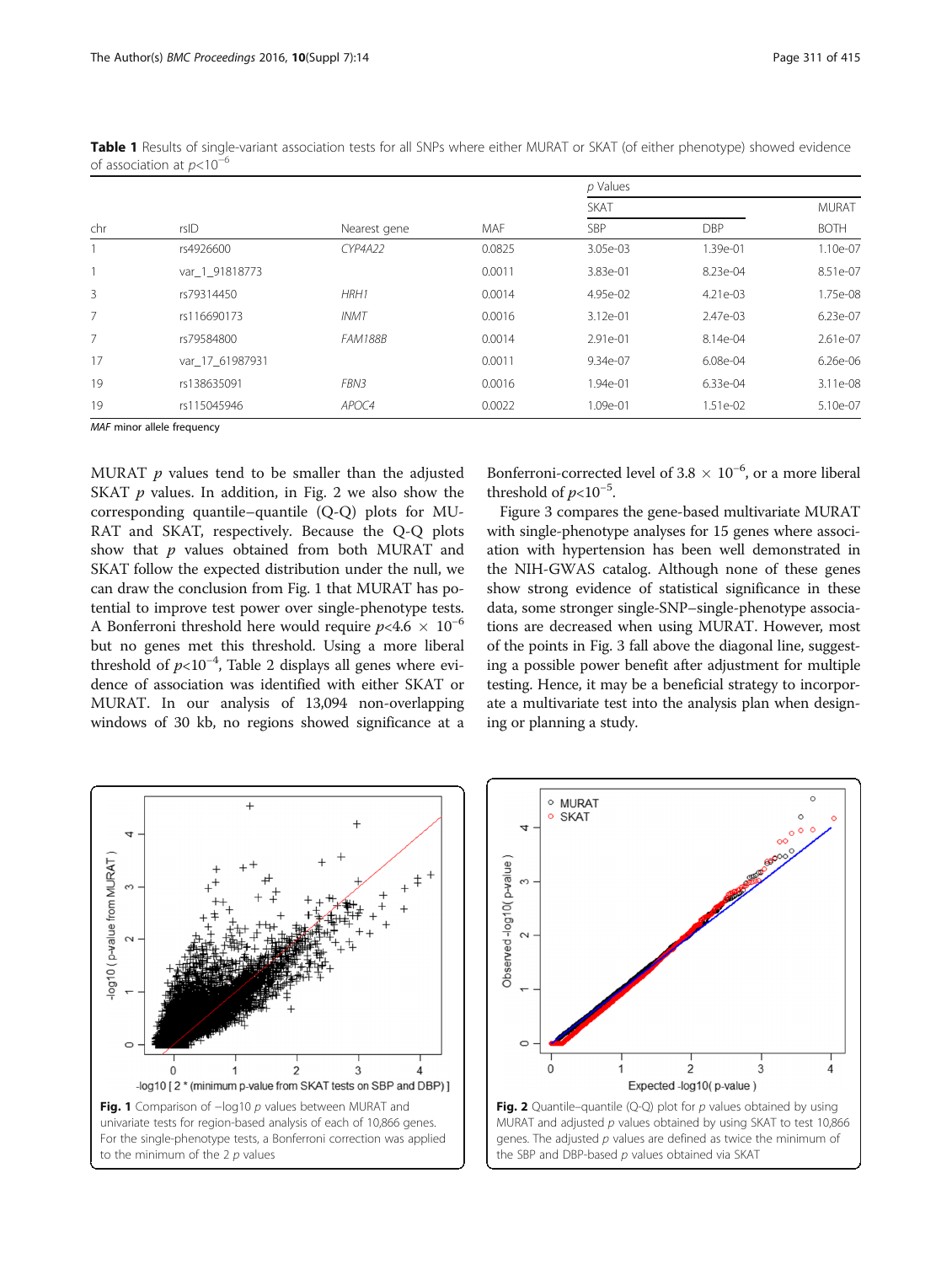**Table 1** Results of single-variant association tests for all SNPs where either MURAT or SKAT (of either phenotype) showed evidence of association at $p<10^{-6}$

| chr | rsID | Nearest gene | MAF | p Values | | |
|---|---|---|---|---|---|---|
| | | | | SKAT | | MURAT |
| | | | | SBP | DBP | BOTH |
| 1 | rs4926600 | *CYP4A22* | 0.0825 | 3.05e-03 | 1.39e-01 | 1.10e-07 |
| 1 | var_1_91818773 | | 0.0011 | 3.83e-01 | 8.23e-04 | 8.51e-07 |
| 3 | rs79314450 | *HRH1* | 0.0014 | 4.95e-02 | 4.21e-03 | 1.75e-08 |
| 7 | rs116690173 | *INMT* | 0.0016 | 3.12e-01 | 2.47e-03 | 6.23e-07 |
| 7 | rs79584800 | *FAM188B* | 0.0014 | 2.91e-01 | 8.14e-04 | 2.61e-07 |
| 17 | var_17_61987931 | | 0.0011 | 9.34e-07 | 6.08e-04 | 6.26e-06 |
| 19 | rs138635091 | *FBN3* | 0.0016 | 1.94e-01 | 6.33e-04 | 3.11e-08 |
| 19 | rs115045946 | *APOC4* | 0.0022 | 1.09e-01 | 1.51e-02 | 5.10e-07 |

*MAF* minor allele frequency

MURAT $p$ values tend to be smaller than the adjusted SKAT $p$ values. In addition, in Fig. 2 we also show the corresponding quantile–quantile (Q-Q) plots for MURAT and SKAT, respectively. Because the Q-Q plots show that $p$ values obtained from both MURAT and SKAT follow the expected distribution under the null, we can draw the conclusion from Fig. 1 that MURAT has potential to improve test power over single-phenotype tests. A Bonferroni threshold here would require $p<4.6 \times 10^{-6}$ but no genes met this threshold. Using a more liberal threshold of $p<10^{-4}$, Table 2 displays all genes where evidence of association was identified with either SKAT or MURAT. In our analysis of 13,094 non-overlapping windows of 30 kb, no regions showed significance at a Bonferroni-corrected level of $3.8 \times 10^{-6}$, or a more liberal threshold of $p<10^{-5}$.

Figure 3 compares the gene-based multivariate MURAT with single-phenotype analyses for 15 genes where association with hypertension has been well demonstrated in the NIH-GWAS catalog. Although none of these genes show strong evidence of statistical significance in these data, some stronger single-SNP–single-phenotype associations are decreased when using MURAT. However, most of the points in Fig. 3 fall above the diagonal line, suggesting a possible power benefit after adjustment for multiple testing. Hence, it may be a beneficial strategy to incorporate a multivariate test into the analysis plan when designing or planning a study.

**Fig. 1** Comparison of −log10 $p$ values between MURAT and univariate tests for region-based analysis of each of 10,866 genes. For the single-phenotype tests, a Bonferroni correction was applied to the minimum of the 2 $p$ values

**Fig. 2** Quantile–quantile (Q-Q) plot for $p$ values obtained by using MURAT and adjusted $p$ values obtained by using SKAT to test 10,866 genes. The adjusted $p$ values are defined as twice the minimum of the SBP and DBP-based $p$ values obtained via SKAT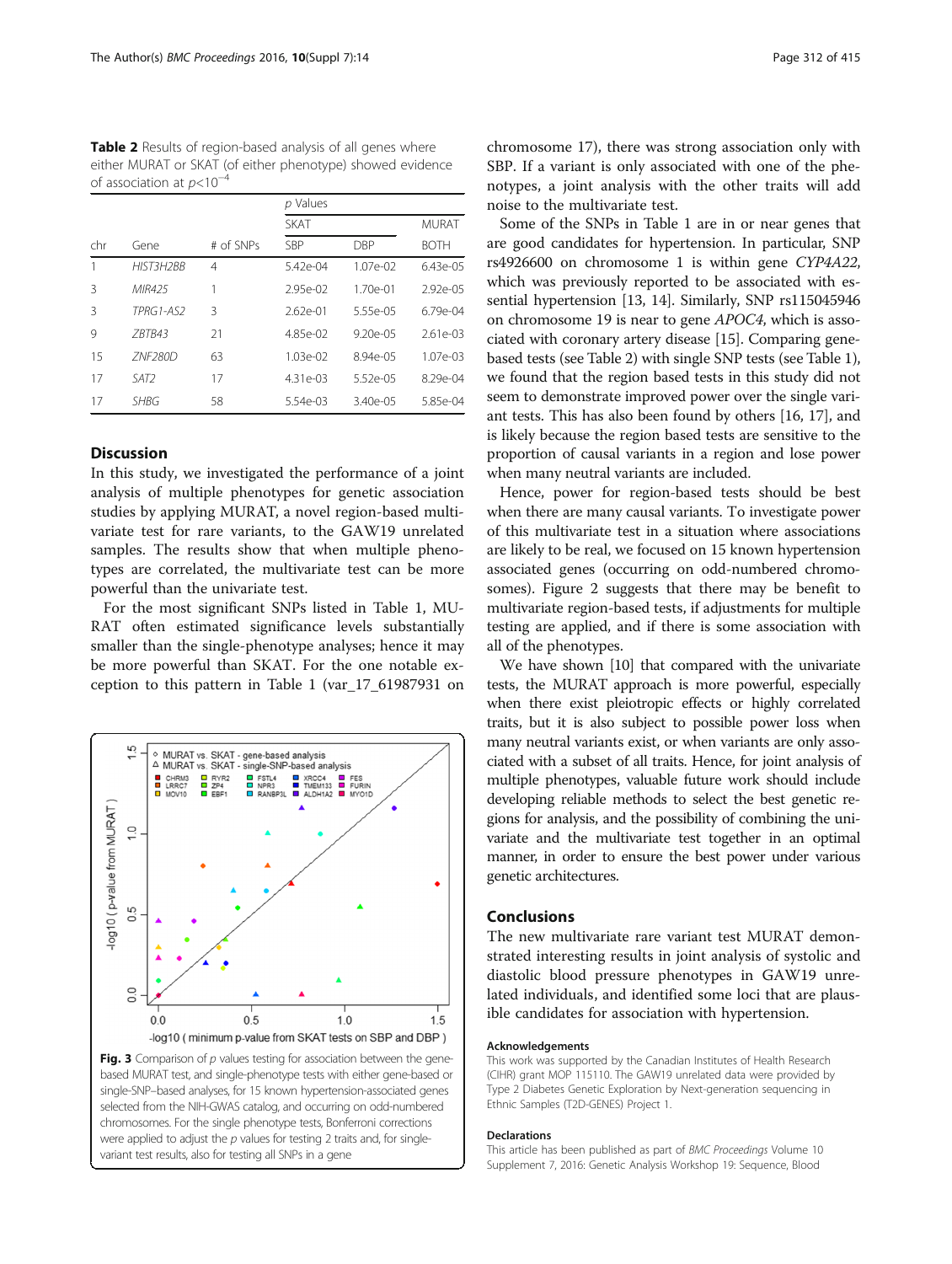**Table 2** Results of region-based analysis of all genes where either MURAT or SKAT (of either phenotype) showed evidence of association at $p<10^{-4}$

| chr | Gene | # of SNPs | *p* Values | | |
|---|---|---|---|---|---|
| | | | SKAT | | MURAT |
| | | | SBP | DBP | BOTH |
| 1 | *HIST3H2BB* | 4 | 5.42e-04 | 1.07e-02 | 6.43e-05 |
| 3 | *MIR425* | 1 | 2.95e-02 | 1.70e-01 | 2.92e-05 |
| 3 | *TPRG1-AS2* | 3 | 2.62e-01 | 5.55e-05 | 6.79e-04 |
| 9 | *ZBTB43* | 21 | 4.85e-02 | 9.20e-05 | 2.61e-03 |
| 15 | *ZNF280D* | 63 | 1.03e-02 | 8.94e-05 | 1.07e-03 |
| 17 | *SAT2* | 17 | 4.31e-03 | 5.52e-05 | 8.29e-04 |
| 17 | *SHBG* | 58 | 5.54e-03 | 3.40e-05 | 5.85e-04 |

## Discussion

In this study, we investigated the performance of a joint analysis of multiple phenotypes for genetic association studies by applying MURAT, a novel region-based multivariate test for rare variants, to the GAW19 unrelated samples. The results show that when multiple phenotypes are correlated, the multivariate test can be more powerful than the univariate test.

For the most significant SNPs listed in Table 1, MURAT often estimated significance levels substantially smaller than the single-phenotype analyses; hence it may be more powerful than SKAT. For the one notable exception to this pattern in Table 1 (var_17_61987931 on chromosome 17), there was strong association only with SBP. If a variant is only associated with one of the phenotypes, a joint analysis with the other traits will add noise to the multivariate test.

Some of the SNPs in Table 1 are in or near genes that are good candidates for hypertension. In particular, SNP rs4926600 on chromosome 1 is within gene *CYP4A22*, which was previously reported to be associated with essential hypertension [13, 14]. Similarly, SNP rs115045946 on chromosome 19 is near to gene *APOC4*, which is associated with coronary artery disease [15]. Comparing gene-based tests (see Table 2) with single SNP tests (see Table 1), we found that the region based tests in this study did not seem to demonstrate improved power over the single variant tests. This has also been found by others [16, 17], and is likely because the region based tests are sensitive to the proportion of causal variants in a region and lose power when many neutral variants are included.

Hence, power for region-based tests should be best when there are many causal variants. To investigate power of this multivariate test in a situation where associations are likely to be real, we focused on 15 known hypertension associated genes (occurring on odd-numbered chromosomes). Figure 2 suggests that there may be benefit to multivariate region-based tests, if adjustments for multiple testing are applied, and if there is some association with all of the phenotypes.

We have shown [10] that compared with the univariate tests, the MURAT approach is more powerful, especially when there exist pleiotropic effects or highly correlated traits, but it is also subject to possible power loss when many neutral variants exist, or when variants are only associated with a subset of all traits. Hence, for joint analysis of multiple phenotypes, valuable future work should include developing reliable methods to select the best genetic regions for analysis, and the possibility of combining the univariate and the multivariate test together in an optimal manner, in order to ensure the best power under various genetic architectures.

**Fig. 3** Comparison of *p* values testing for association between the gene-based MURAT test, and single-phenotype tests with either gene-based or single-SNP–based analyses, for 15 known hypertension-associated genes selected from the NIH-GWAS catalog, and occurring on odd-numbered chromosomes. For the single phenotype tests, Bonferroni corrections were applied to adjust the *p* values for testing 2 traits and, for single-variant test results, also for testing all SNPs in a gene

## Conclusions

The new multivariate rare variant test MURAT demonstrated interesting results in joint analysis of systolic and diastolic blood pressure phenotypes in GAW19 unrelated individuals, and identified some loci that are plausible candidates for association with hypertension.

### Acknowledgements

This work was supported by the Canadian Institutes of Health Research (CIHR) grant MOP 115110. The GAW19 unrelated data were provided by Type 2 Diabetes Genetic Exploration by Next-generation sequencing in Ethnic Samples (T2D-GENES) Project 1.

### Declarations

This article has been published as part of *BMC Proceedings* Volume 10 Supplement 7, 2016: Genetic Analysis Workshop 19: Sequence, Blood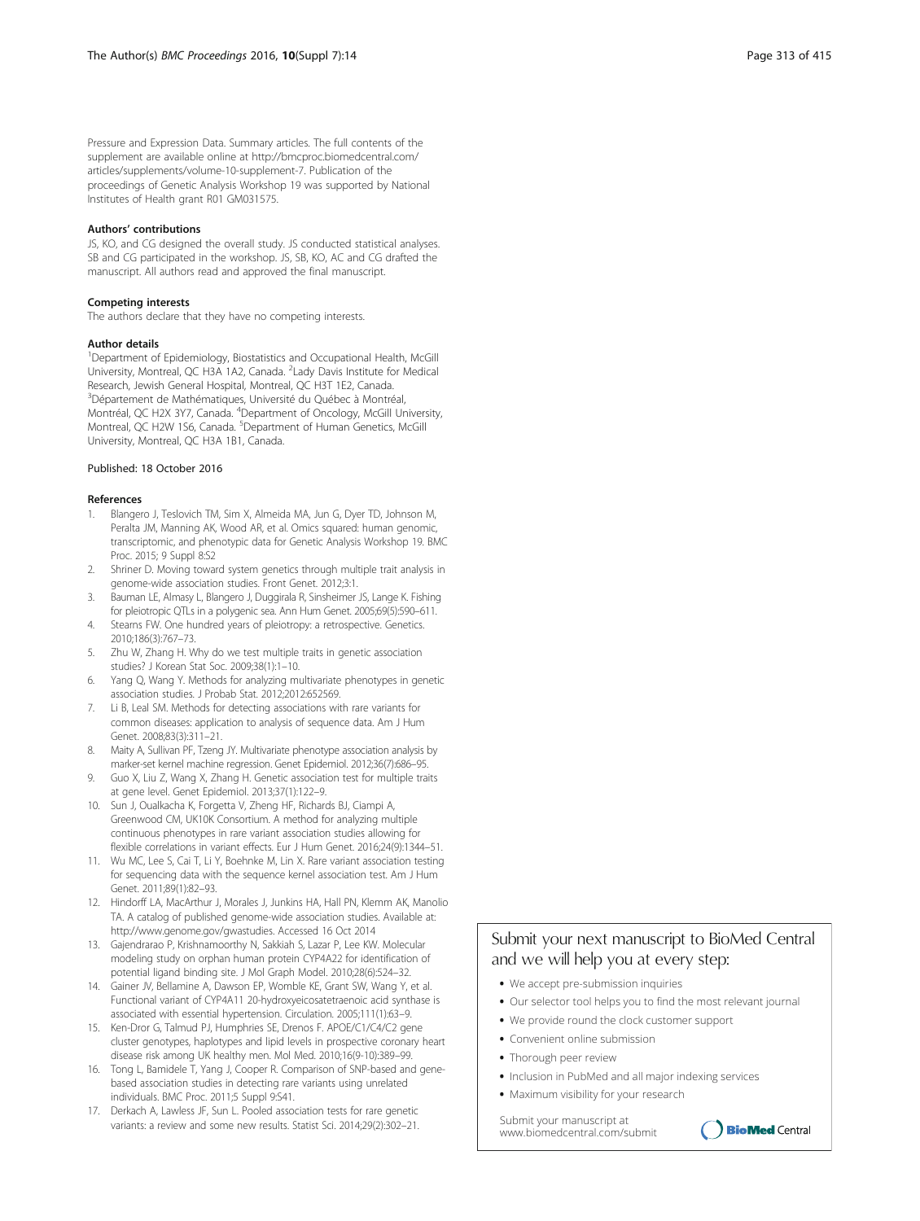Pressure and Expression Data. Summary articles. The full contents of the supplement are available online at http://bmcproc.biomedcentral.com/articles/supplements/volume-10-supplement-7. Publication of the proceedings of Genetic Analysis Workshop 19 was supported by National Institutes of Health grant R01 GM031575.

### Authors' contributions

JS, KO, and CG designed the overall study. JS conducted statistical analyses. SB and CG participated in the workshop. JS, SB, KO, AC and CG drafted the manuscript. All authors read and approved the final manuscript.

### Competing interests

The authors declare that they have no competing interests.

### Author details

[1]Department of Epidemiology, Biostatistics and Occupational Health, McGill University, Montreal, QC H3A 1A2, Canada. [2]Lady Davis Institute for Medical Research, Jewish General Hospital, Montreal, QC H3T 1E2, Canada. [3]Département de Mathématiques, Université du Québec à Montréal, Montréal, QC H2X 3Y7, Canada. [4]Department of Oncology, McGill University, Montreal, QC H2W 1S6, Canada. [5]Department of Human Genetics, McGill University, Montreal, QC H3A 1B1, Canada.

Published: 18 October 2016

### References

1. Blangero J, Teslovich TM, Sim X, Almeida MA, Jun G, Dyer TD, Johnson M, Peralta JM, Manning AK, Wood AR, et al. Omics squared: human genomic, transcriptomic, and phenotypic data for Genetic Analysis Workshop 19. BMC Proc. 2015; 9 Suppl 8:S2
2. Shriner D. Moving toward system genetics through multiple trait analysis in genome-wide association studies. Front Genet. 2012;3:1.
3. Bauman LE, Almasy L, Blangero J, Duggirala R, Sinsheimer JS, Lange K. Fishing for pleiotropic QTLs in a polygenic sea. Ann Hum Genet. 2005;69(5):590–611.
4. Stearns FW. One hundred years of pleiotropy: a retrospective. Genetics. 2010;186(3):767–73.
5. Zhu W, Zhang H. Why do we test multiple traits in genetic association studies? J Korean Stat Soc. 2009;38(1):1–10.
6. Yang Q, Wang Y. Methods for analyzing multivariate phenotypes in genetic association studies. J Probab Stat. 2012;2012:652569.
7. Li B, Leal SM. Methods for detecting associations with rare variants for common diseases: application to analysis of sequence data. Am J Hum Genet. 2008;83(3):311–21.
8. Maity A, Sullivan PF, Tzeng JY. Multivariate phenotype association analysis by marker-set kernel machine regression. Genet Epidemiol. 2012;36(7):686–95.
9. Guo X, Liu Z, Wang X, Zhang H. Genetic association test for multiple traits at gene level. Genet Epidemiol. 2013;37(1):122–9.
10. Sun J, Oualkacha K, Forgetta V, Zheng HF, Richards BJ, Ciampi A, Greenwood CM, UK10K Consortium. A method for analyzing multiple continuous phenotypes in rare variant association studies allowing for flexible correlations in variant effects. Eur J Hum Genet. 2016;24(9):1344–51.
11. Wu MC, Lee S, Cai T, Li Y, Boehnke M, Lin X. Rare variant association testing for sequencing data with the sequence kernel association test. Am J Hum Genet. 2011;89(1):82–93.
12. Hindorff LA, MacArthur J, Morales J, Junkins HA, Hall PN, Klemm AK, Manolio TA. A catalog of published genome-wide association studies. Available at: http://www.genome.gov/gwastudies. Accessed 16 Oct 2014
13. Gajendrarao P, Krishnamoorthy N, Sakkiah S, Lazar P, Lee KW. Molecular modeling study on orphan human protein CYP4A22 for identification of potential ligand binding site. J Mol Graph Model. 2010;28(6):524–32.
14. Gainer JV, Bellamine A, Dawson EP, Womble KE, Grant SW, Wang Y, et al. Functional variant of CYP4A11 20-hydroxyeicosatetraenoic acid synthase is associated with essential hypertension. Circulation. 2005;111(1):63–9.
15. Ken-Dror G, Talmud PJ, Humphries SE, Drenos F. APOE/C1/C4/C2 gene cluster genotypes, haplotypes and lipid levels in prospective coronary heart disease risk among UK healthy men. Mol Med. 2010;16(9-10):389–99.
16. Tong L, Bamidele T, Yang J, Cooper R. Comparison of SNP-based and gene-based association studies in detecting rare variants using unrelated individuals. BMC Proc. 2011;5 Suppl 9:S41.
17. Derkach A, Lawless JF, Sun L. Pooled association tests for rare genetic variants: a review and some new results. Statist Sci. 2014;29(2):302–21.

Submit your next manuscript to BioMed Central and we will help you at every step:

- We accept pre-submission inquiries
- Our selector tool helps you to find the most relevant journal
- We provide round the clock customer support
- Convenient online submission
- Thorough peer review
- Inclusion in PubMed and all major indexing services
- Maximum visibility for your research

Submit your manuscript at www.biomedcentral.com/submit

BioMed Central